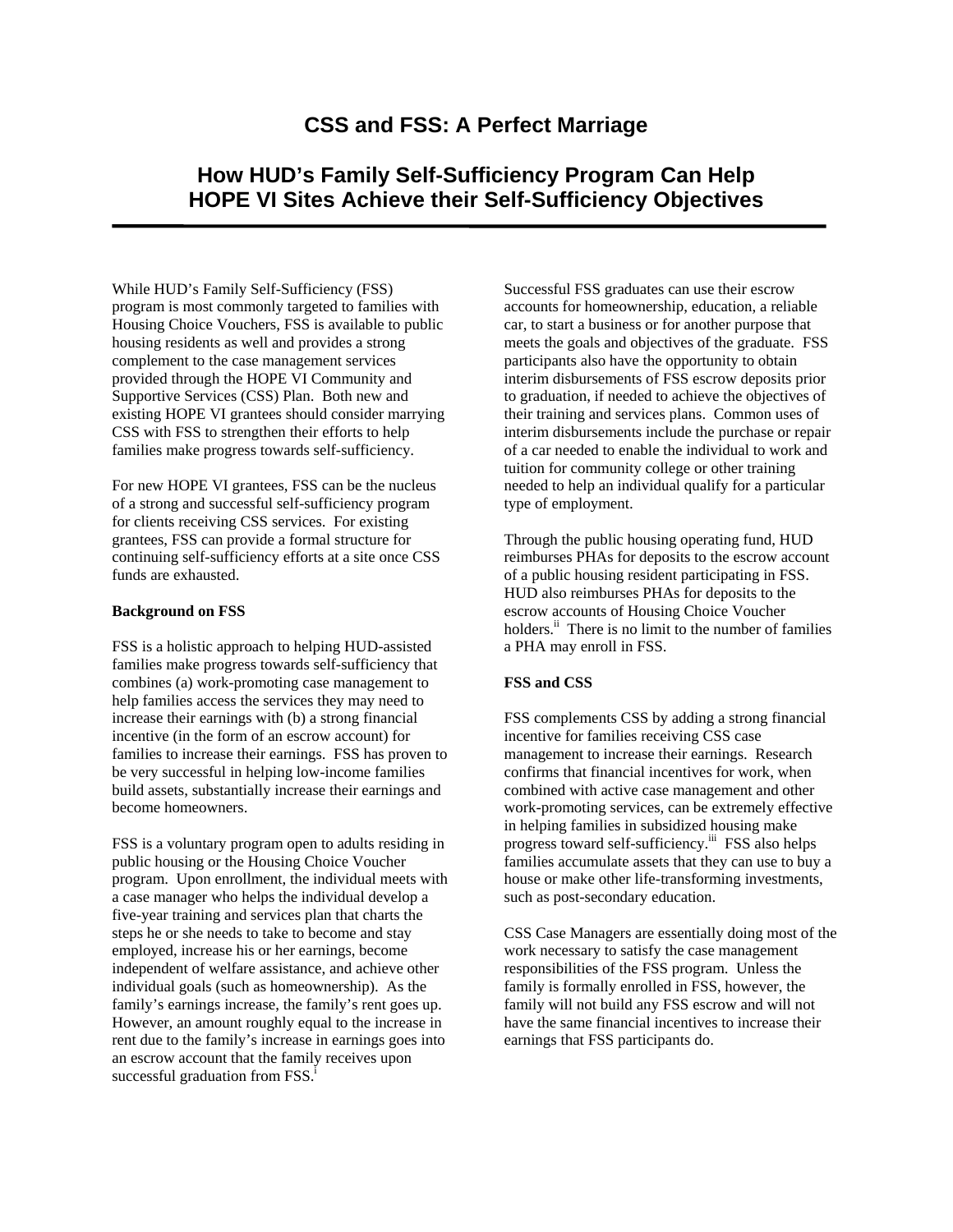# CSS and FSS: A Perfect Marriage

## How HUD's Family Self-Sufficiency Program Can Help HOPE VI Sites Achieve their Self-Sufficiency Objectives

While HUD's Family Self-Sufficiency (FSS) program is most commonly targeted to families with Housing Choice Vouchers, FSS is available to public housing residents as well and provides a strong complement to the case management services provided through the HOPE VI Community and Supportive Services (CSS) Plan. Both new and existing HOPE VI grantees should consider marrying CSS with FSS to strengthen their efforts to help families make progress towards self-sufficiency.

For new HOPE VI grantees, FSS can be the nucleus of a strong and successful self-sufficiency program for clients receiving CSS services. For existing grantees, FSS can provide a formal structure for continuing self-sufficiency efforts at a site once CSS funds are exhausted.

**Background on FSS**

FSS is a holistic approach to helping HUD-assisted families make progress towards self-sufficiency that combines (a) work-promoting case management to help families access the services they may need to increase their earnings with (b) a strong financial incentive (in the form of an escrow account) for families to increase their earnings. FSS has proven to be very successful in helping low-income families build assets, substantially increase their earnings and become homeowners.

FSS is a voluntary program open to adults residing in public housing or the Housing Choice Voucher program. Upon enrollment, the individual meets with a case manager who helps the individual develop a five-year training and services plan that charts the steps he or she needs to take to become and stay employed, increase his or her earnings, become independent of welfare assistance, and achieve other individual goals (such as homeownership). As the family's earnings increase, the family's rent goes up. However, an amount roughly equal to the increase in rent due to the family's increase in earnings goes into an escrow account that the family receives upon successful graduation from FSS.[i]

Successful FSS graduates can use their escrow accounts for homeownership, education, a reliable car, to start a business or for another purpose that meets the goals and objectives of the graduate. FSS participants also have the opportunity to obtain interim disbursements of FSS escrow deposits prior to graduation, if needed to achieve the objectives of their training and services plans. Common uses of interim disbursements include the purchase or repair of a car needed to enable the individual to work and tuition for community college or other training needed to help an individual qualify for a particular type of employment.

Through the public housing operating fund, HUD reimburses PHAs for deposits to the escrow account of a public housing resident participating in FSS. HUD also reimburses PHAs for deposits to the escrow accounts of Housing Choice Voucher holders.[ii] There is no limit to the number of families a PHA may enroll in FSS.

**FSS and CSS**

FSS complements CSS by adding a strong financial incentive for families receiving CSS case management to increase their earnings. Research confirms that financial incentives for work, when combined with active case management and other work-promoting services, can be extremely effective in helping families in subsidized housing make progress toward self-sufficiency.[iii] FSS also helps families accumulate assets that they can use to buy a house or make other life-transforming investments, such as post-secondary education.

CSS Case Managers are essentially doing most of the work necessary to satisfy the case management responsibilities of the FSS program. Unless the family is formally enrolled in FSS, however, the family will not build any FSS escrow and will not have the same financial incentives to increase their earnings that FSS participants do.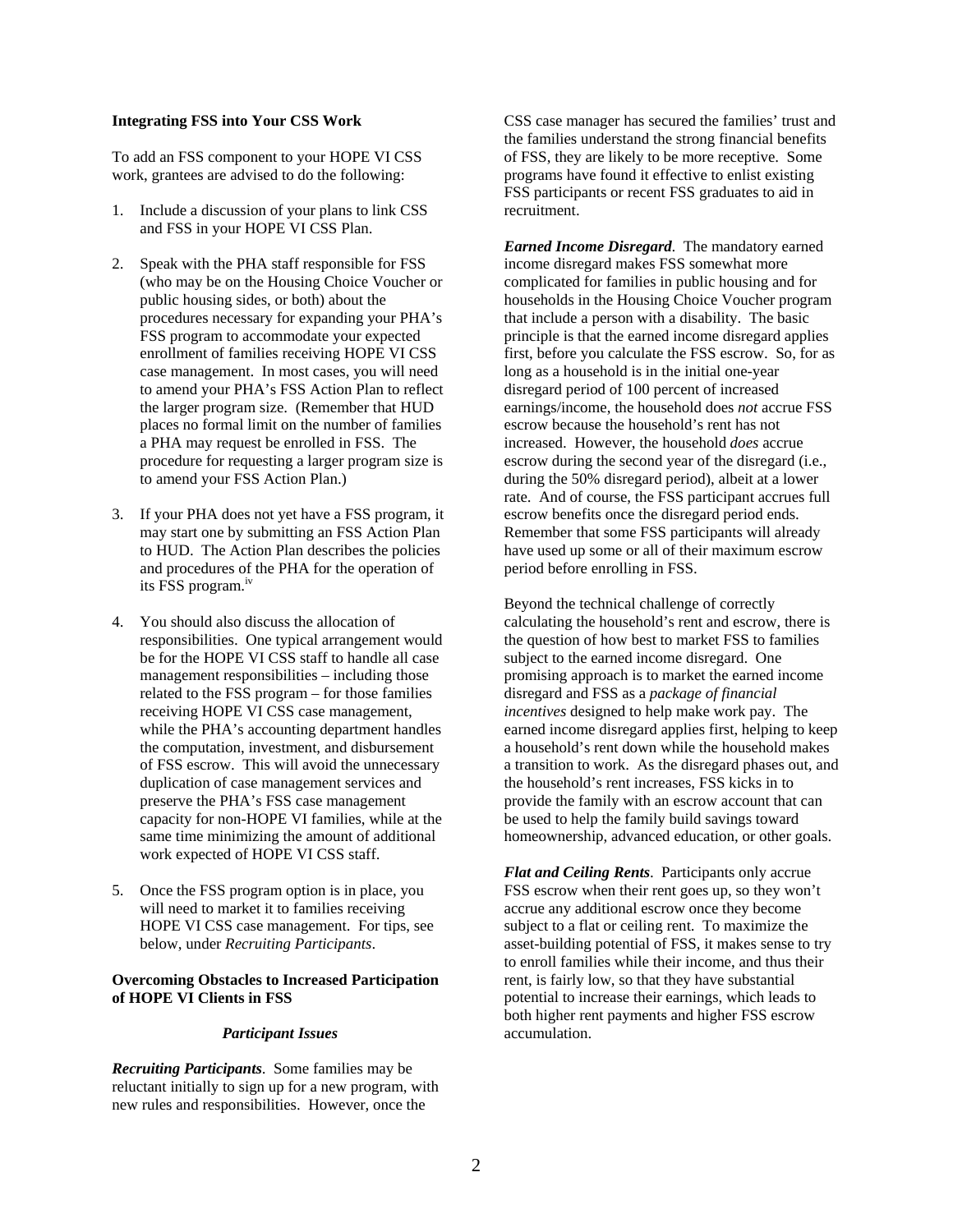**Integrating FSS into Your CSS Work**

To add an FSS component to your HOPE VI CSS work, grantees are advised to do the following:

1. Include a discussion of your plans to link CSS and FSS in your HOPE VI CSS Plan.

2. Speak with the PHA staff responsible for FSS (who may be on the Housing Choice Voucher or public housing sides, or both) about the procedures necessary for expanding your PHA's FSS program to accommodate your expected enrollment of families receiving HOPE VI CSS case management. In most cases, you will need to amend your PHA's FSS Action Plan to reflect the larger program size. (Remember that HUD places no formal limit on the number of families a PHA may request be enrolled in FSS. The procedure for requesting a larger program size is to amend your FSS Action Plan.)

3. If your PHA does not yet have a FSS program, it may start one by submitting an FSS Action Plan to HUD. The Action Plan describes the policies and procedures of the PHA for the operation of its FSS program.[iv]

4. You should also discuss the allocation of responsibilities. One typical arrangement would be for the HOPE VI CSS staff to handle all case management responsibilities – including those related to the FSS program – for those families receiving HOPE VI CSS case management, while the PHA's accounting department handles the computation, investment, and disbursement of FSS escrow. This will avoid the unnecessary duplication of case management services and preserve the PHA's FSS case management capacity for non-HOPE VI families, while at the same time minimizing the amount of additional work expected of HOPE VI CSS staff.

5. Once the FSS program option is in place, you will need to market it to families receiving HOPE VI CSS case management. For tips, see below, under *Recruiting Participants*.

**Overcoming Obstacles to Increased Participation of HOPE VI Clients in FSS**

***Participant Issues***

***Recruiting Participants***. Some families may be reluctant initially to sign up for a new program, with new rules and responsibilities. However, once the CSS case manager has secured the families' trust and the families understand the strong financial benefits of FSS, they are likely to be more receptive. Some programs have found it effective to enlist existing FSS participants or recent FSS graduates to aid in recruitment.

***Earned Income Disregard***. The mandatory earned income disregard makes FSS somewhat more complicated for families in public housing and for households in the Housing Choice Voucher program that include a person with a disability. The basic principle is that the earned income disregard applies first, before you calculate the FSS escrow. So, for as long as a household is in the initial one-year disregard period of 100 percent of increased earnings/income, the household does *not* accrue FSS escrow because the household's rent has not increased. However, the household *does* accrue escrow during the second year of the disregard (i.e., during the 50% disregard period), albeit at a lower rate. And of course, the FSS participant accrues full escrow benefits once the disregard period ends. Remember that some FSS participants will already have used up some or all of their maximum escrow period before enrolling in FSS.

Beyond the technical challenge of correctly calculating the household's rent and escrow, there is the question of how best to market FSS to families subject to the earned income disregard. One promising approach is to market the earned income disregard and FSS as a *package of financial incentives* designed to help make work pay. The earned income disregard applies first, helping to keep a household's rent down while the household makes a transition to work. As the disregard phases out, and the household's rent increases, FSS kicks in to provide the family with an escrow account that can be used to help the family build savings toward homeownership, advanced education, or other goals.

***Flat and Ceiling Rents***. Participants only accrue FSS escrow when their rent goes up, so they won't accrue any additional escrow once they become subject to a flat or ceiling rent. To maximize the asset-building potential of FSS, it makes sense to try to enroll families while their income, and thus their rent, is fairly low, so that they have substantial potential to increase their earnings, which leads to both higher rent payments and higher FSS escrow accumulation.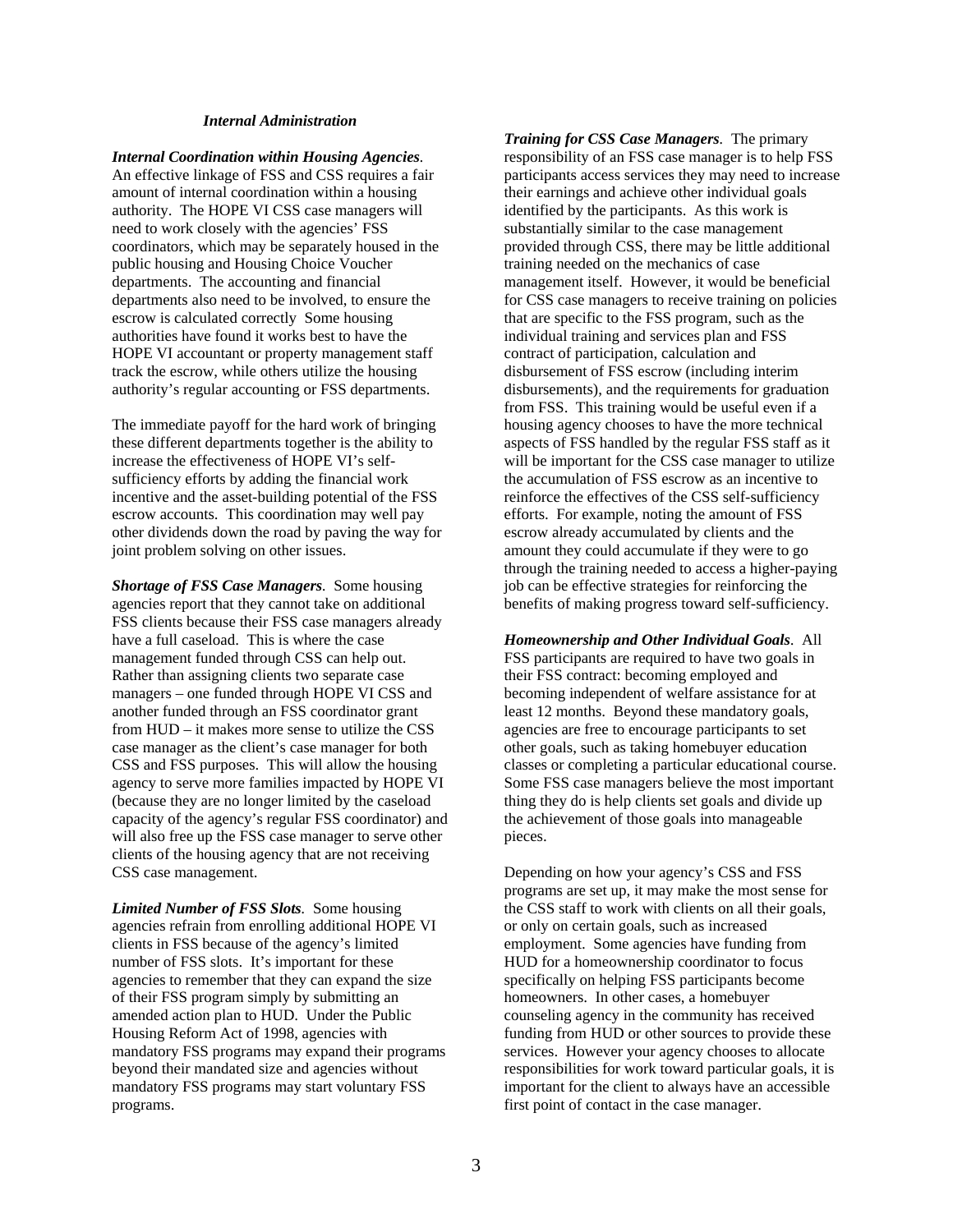### *Internal Administration*

***Internal Coordination within Housing Agencies**.* An effective linkage of FSS and CSS requires a fair amount of internal coordination within a housing authority. The HOPE VI CSS case managers will need to work closely with the agencies' FSS coordinators, which may be separately housed in the public housing and Housing Choice Voucher departments. The accounting and financial departments also need to be involved, to ensure the escrow is calculated correctly Some housing authorities have found it works best to have the HOPE VI accountant or property management staff track the escrow, while others utilize the housing authority's regular accounting or FSS departments.

The immediate payoff for the hard work of bringing these different departments together is the ability to increase the effectiveness of HOPE VI's self-sufficiency efforts by adding the financial work incentive and the asset-building potential of the FSS escrow accounts. This coordination may well pay other dividends down the road by paving the way for joint problem solving on other issues.

***Shortage of FSS Case Managers**.* Some housing agencies report that they cannot take on additional FSS clients because their FSS case managers already have a full caseload. This is where the case management funded through CSS can help out. Rather than assigning clients two separate case managers – one funded through HOPE VI CSS and another funded through an FSS coordinator grant from HUD – it makes more sense to utilize the CSS case manager as the client's case manager for both CSS and FSS purposes. This will allow the housing agency to serve more families impacted by HOPE VI (because they are no longer limited by the caseload capacity of the agency's regular FSS coordinator) and will also free up the FSS case manager to serve other clients of the housing agency that are not receiving CSS case management.

***Limited Number of FSS Slots**.* Some housing agencies refrain from enrolling additional HOPE VI clients in FSS because of the agency's limited number of FSS slots. It's important for these agencies to remember that they can expand the size of their FSS program simply by submitting an amended action plan to HUD. Under the Public Housing Reform Act of 1998, agencies with mandatory FSS programs may expand their programs beyond their mandated size and agencies without mandatory FSS programs may start voluntary FSS programs.

***Training for CSS Case Managers**.* The primary responsibility of an FSS case manager is to help FSS participants access services they may need to increase their earnings and achieve other individual goals identified by the participants. As this work is substantially similar to the case management provided through CSS, there may be little additional training needed on the mechanics of case management itself. However, it would be beneficial for CSS case managers to receive training on policies that are specific to the FSS program, such as the individual training and services plan and FSS contract of participation, calculation and disbursement of FSS escrow (including interim disbursements), and the requirements for graduation from FSS. This training would be useful even if a housing agency chooses to have the more technical aspects of FSS handled by the regular FSS staff as it will be important for the CSS case manager to utilize the accumulation of FSS escrow as an incentive to reinforce the effectives of the CSS self-sufficiency efforts. For example, noting the amount of FSS escrow already accumulated by clients and the amount they could accumulate if they were to go through the training needed to access a higher-paying job can be effective strategies for reinforcing the benefits of making progress toward self-sufficiency.

***Homeownership and Other Individual Goals**.* All FSS participants are required to have two goals in their FSS contract: becoming employed and becoming independent of welfare assistance for at least 12 months. Beyond these mandatory goals, agencies are free to encourage participants to set other goals, such as taking homebuyer education classes or completing a particular educational course. Some FSS case managers believe the most important thing they do is help clients set goals and divide up the achievement of those goals into manageable pieces.

Depending on how your agency's CSS and FSS programs are set up, it may make the most sense for the CSS staff to work with clients on all their goals, or only on certain goals, such as increased employment. Some agencies have funding from HUD for a homeownership coordinator to focus specifically on helping FSS participants become homeowners. In other cases, a homebuyer counseling agency in the community has received funding from HUD or other sources to provide these services. However your agency chooses to allocate responsibilities for work toward particular goals, it is important for the client to always have an accessible first point of contact in the case manager.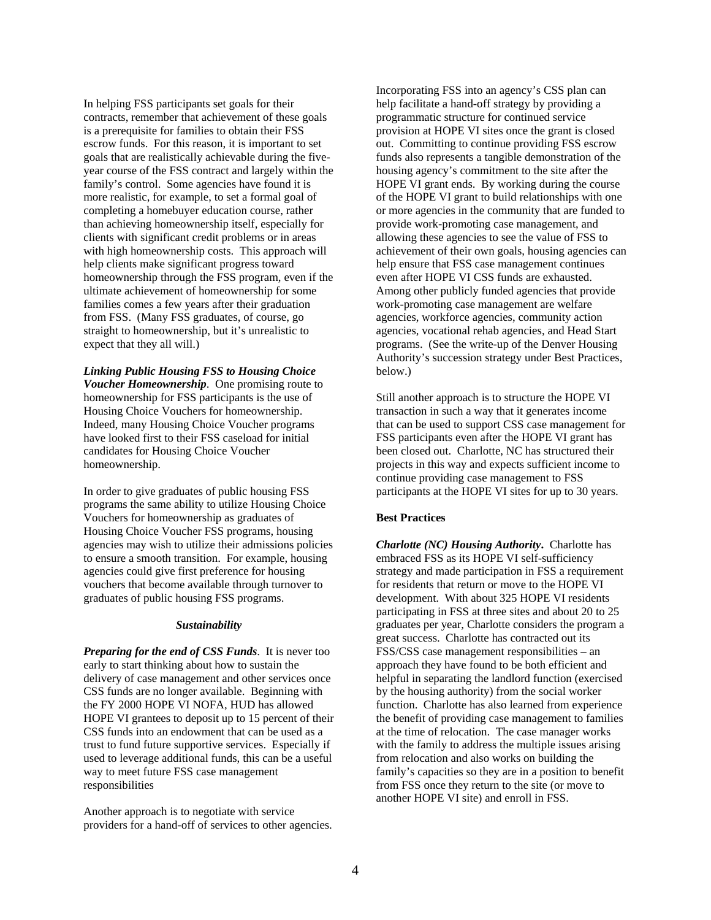In helping FSS participants set goals for their contracts, remember that achievement of these goals is a prerequisite for families to obtain their FSS escrow funds. For this reason, it is important to set goals that are realistically achievable during the five-year course of the FSS contract and largely within the family's control. Some agencies have found it is more realistic, for example, to set a formal goal of completing a homebuyer education course, rather than achieving homeownership itself, especially for clients with significant credit problems or in areas with high homeownership costs. This approach will help clients make significant progress toward homeownership through the FSS program, even if the ultimate achievement of homeownership for some families comes a few years after their graduation from FSS. (Many FSS graduates, of course, go straight to homeownership, but it's unrealistic to expect that they all will.)

***Linking Public Housing FSS to Housing Choice Voucher Homeownership***. One promising route to homeownership for FSS participants is the use of Housing Choice Vouchers for homeownership. Indeed, many Housing Choice Voucher programs have looked first to their FSS caseload for initial candidates for Housing Choice Voucher homeownership.

In order to give graduates of public housing FSS programs the same ability to utilize Housing Choice Vouchers for homeownership as graduates of Housing Choice Voucher FSS programs, housing agencies may wish to utilize their admissions policies to ensure a smooth transition. For example, housing agencies could give first preference for housing vouchers that become available through turnover to graduates of public housing FSS programs.

### *Sustainability*

***Preparing for the end of CSS Funds***. It is never too early to start thinking about how to sustain the delivery of case management and other services once CSS funds are no longer available. Beginning with the FY 2000 HOPE VI NOFA, HUD has allowed HOPE VI grantees to deposit up to 15 percent of their CSS funds into an endowment that can be used as a trust to fund future supportive services. Especially if used to leverage additional funds, this can be a useful way to meet future FSS case management responsibilities

Another approach is to negotiate with service providers for a hand-off of services to other agencies. Incorporating FSS into an agency's CSS plan can help facilitate a hand-off strategy by providing a programmatic structure for continued service provision at HOPE VI sites once the grant is closed out. Committing to continue providing FSS escrow funds also represents a tangible demonstration of the housing agency's commitment to the site after the HOPE VI grant ends. By working during the course of the HOPE VI grant to build relationships with one or more agencies in the community that are funded to provide work-promoting case management, and allowing these agencies to see the value of FSS to achievement of their own goals, housing agencies can help ensure that FSS case management continues even after HOPE VI CSS funds are exhausted. Among other publicly funded agencies that provide work-promoting case management are welfare agencies, workforce agencies, community action agencies, vocational rehab agencies, and Head Start programs. (See the write-up of the Denver Housing Authority's succession strategy under Best Practices, below.)

Still another approach is to structure the HOPE VI transaction in such a way that it generates income that can be used to support CSS case management for FSS participants even after the HOPE VI grant has been closed out. Charlotte, NC has structured their projects in this way and expects sufficient income to continue providing case management to FSS participants at the HOPE VI sites for up to 30 years.

### Best Practices

***Charlotte (NC) Housing Authority***. Charlotte has embraced FSS as its HOPE VI self-sufficiency strategy and made participation in FSS a requirement for residents that return or move to the HOPE VI development. With about 325 HOPE VI residents participating in FSS at three sites and about 20 to 25 graduates per year, Charlotte considers the program a great success. Charlotte has contracted out its FSS/CSS case management responsibilities – an approach they have found to be both efficient and helpful in separating the landlord function (exercised by the housing authority) from the social worker function. Charlotte has also learned from experience the benefit of providing case management to families at the time of relocation. The case manager works with the family to address the multiple issues arising from relocation and also works on building the family's capacities so they are in a position to benefit from FSS once they return to the site (or move to another HOPE VI site) and enroll in FSS.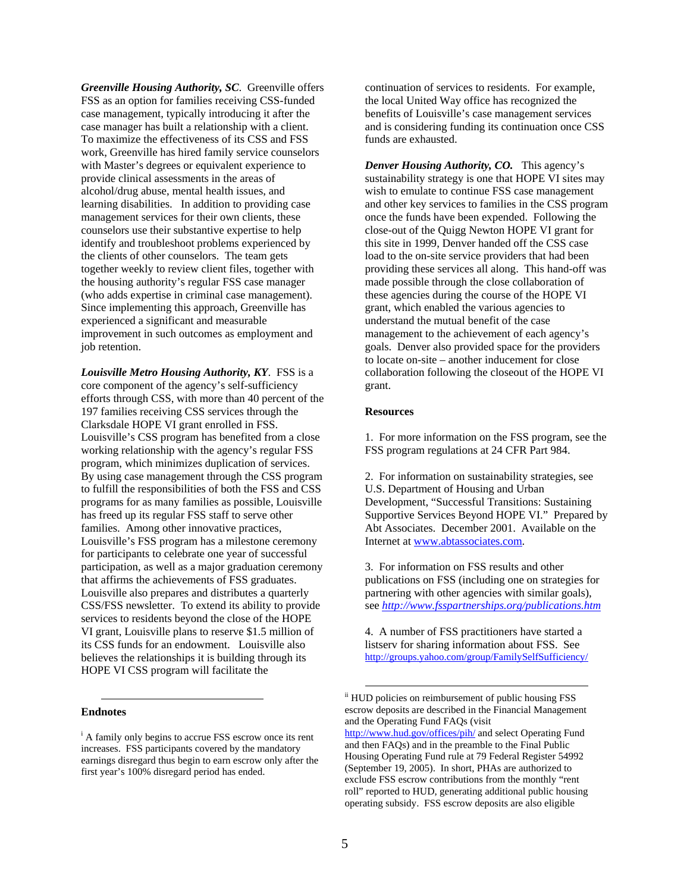***Greenville Housing Authority, SC***. Greenville offers FSS as an option for families receiving CSS-funded case management, typically introducing it after the case manager has built a relationship with a client. To maximize the effectiveness of its CSS and FSS work, Greenville has hired family service counselors with Master's degrees or equivalent experience to provide clinical assessments in the areas of alcohol/drug abuse, mental health issues, and learning disabilities. In addition to providing case management services for their own clients, these counselors use their substantive expertise to help identify and troubleshoot problems experienced by the clients of other counselors. The team gets together weekly to review client files, together with the housing authority's regular FSS case manager (who adds expertise in criminal case management). Since implementing this approach, Greenville has experienced a significant and measurable improvement in such outcomes as employment and job retention.

***Louisville Metro Housing Authority, KY***. FSS is a core component of the agency's self-sufficiency efforts through CSS, with more than 40 percent of the 197 families receiving CSS services through the Clarksdale HOPE VI grant enrolled in FSS. Louisville's CSS program has benefited from a close working relationship with the agency's regular FSS program, which minimizes duplication of services. By using case management through the CSS program to fulfill the responsibilities of both the FSS and CSS programs for as many families as possible, Louisville has freed up its regular FSS staff to serve other families. Among other innovative practices, Louisville's FSS program has a milestone ceremony for participants to celebrate one year of successful participation, as well as a major graduation ceremony that affirms the achievements of FSS graduates. Louisville also prepares and distributes a quarterly CSS/FSS newsletter. To extend its ability to provide services to residents beyond the close of the HOPE VI grant, Louisville plans to reserve $1.5 million of its CSS funds for an endowment. Louisville also believes the relationships it is building through its HOPE VI CSS program will facilitate the continuation of services to residents. For example, the local United Way office has recognized the benefits of Louisville's case management services and is considering funding its continuation once CSS funds are exhausted.

***Denver Housing Authority, CO.*** This agency's sustainability strategy is one that HOPE VI sites may wish to emulate to continue FSS case management and other key services to families in the CSS program once the funds have been expended. Following the close-out of the Quigg Newton HOPE VI grant for this site in 1999, Denver handed off the CSS case load to the on-site service providers that had been providing these services all along. This hand-off was made possible through the close collaboration of these agencies during the course of the HOPE VI grant, which enabled the various agencies to understand the mutual benefit of the case management to the achievement of each agency's goals. Denver also provided space for the providers to locate on-site – another inducement for close collaboration following the closeout of the HOPE VI grant.

**Resources**

1. For more information on the FSS program, see the FSS program regulations at 24 CFR Part 984.

2. For information on sustainability strategies, see U.S. Department of Housing and Urban Development, "Successful Transitions: Sustaining Supportive Services Beyond HOPE VI." Prepared by Abt Associates. December 2001. Available on the Internet at www.abtassociates.com.

3. For information on FSS results and other publications on FSS (including one on strategies for partnering with other agencies with similar goals), see *http://www.fsspartnerships.org/publications.htm*

4. A number of FSS practitioners have started a listserv for sharing information about FSS. See http://groups.yahoo.com/group/FamilySelfSufficiency/

**Endnotes**

[i] A family only begins to accrue FSS escrow once its rent increases. FSS participants covered by the mandatory earnings disregard thus begin to earn escrow only after the first year's 100% disregard period has ended.

[ii] HUD policies on reimbursement of public housing FSS escrow deposits are described in the Financial Management and the Operating Fund FAQs (visit http://www.hud.gov/offices/pih/ and select Operating Fund and then FAQs) and in the preamble to the Final Public Housing Operating Fund rule at 79 Federal Register 54992 (September 19, 2005). In short, PHAs are authorized to exclude FSS escrow contributions from the monthly "rent roll" reported to HUD, generating additional public housing operating subsidy. FSS escrow deposits are also eligible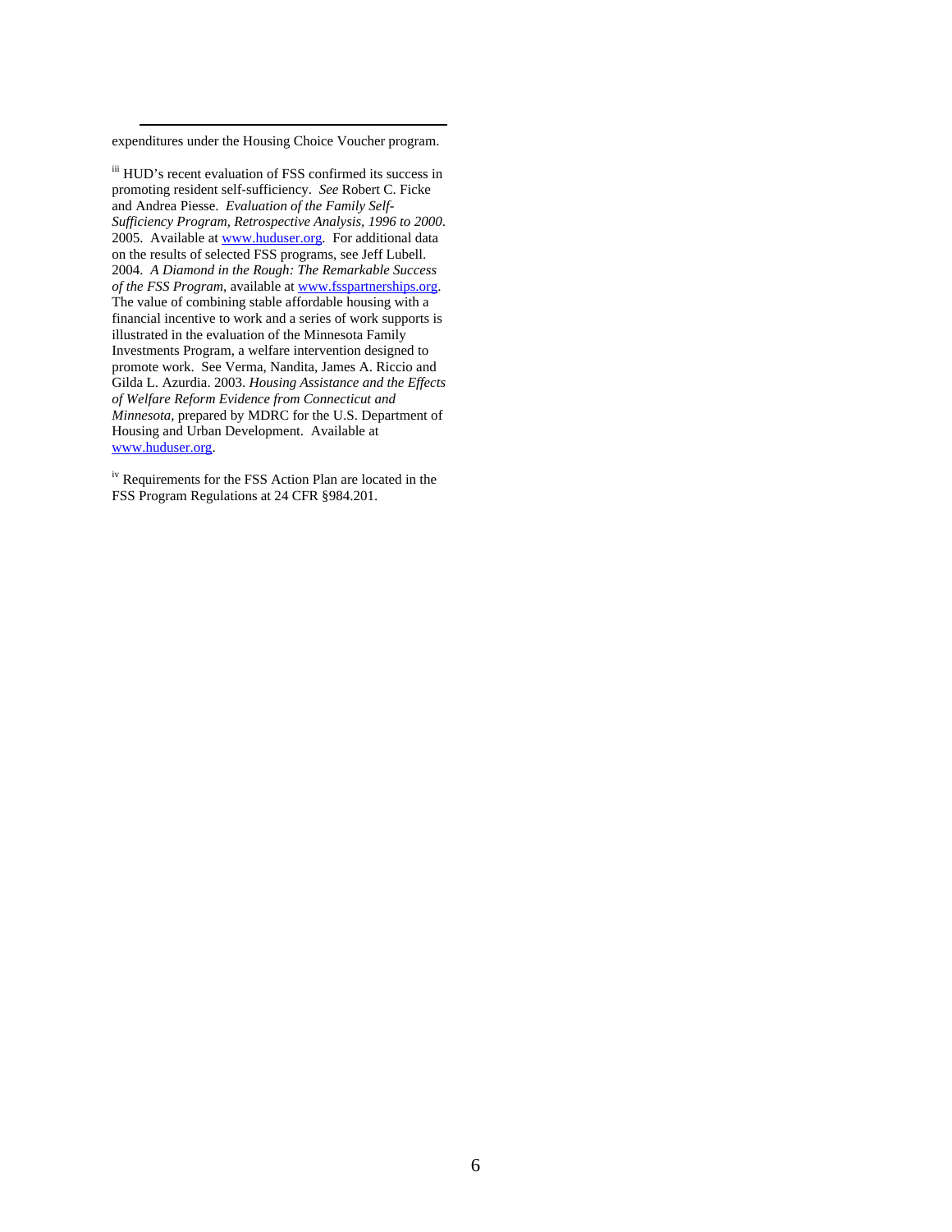expenditures under the Housing Choice Voucher program.

[iii] HUD's recent evaluation of FSS confirmed its success in promoting resident self-sufficiency. *See* Robert C. Ficke and Andrea Piesse. *Evaluation of the Family Self-Sufficiency Program, Retrospective Analysis, 1996 to 2000*. 2005. Available at www.huduser.org. For additional data on the results of selected FSS programs, see Jeff Lubell. 2004. *A Diamond in the Rough: The Remarkable Success of the FSS Program*, available at www.fsspartnerships.org. The value of combining stable affordable housing with a financial incentive to work and a series of work supports is illustrated in the evaluation of the Minnesota Family Investments Program, a welfare intervention designed to promote work. See Verma, Nandita, James A. Riccio and Gilda L. Azurdia. 2003. *Housing Assistance and the Effects of Welfare Reform Evidence from Connecticut and Minnesota*, prepared by MDRC for the U.S. Department of Housing and Urban Development. Available at www.huduser.org.

[iv] Requirements for the FSS Action Plan are located in the FSS Program Regulations at 24 CFR §984.201.